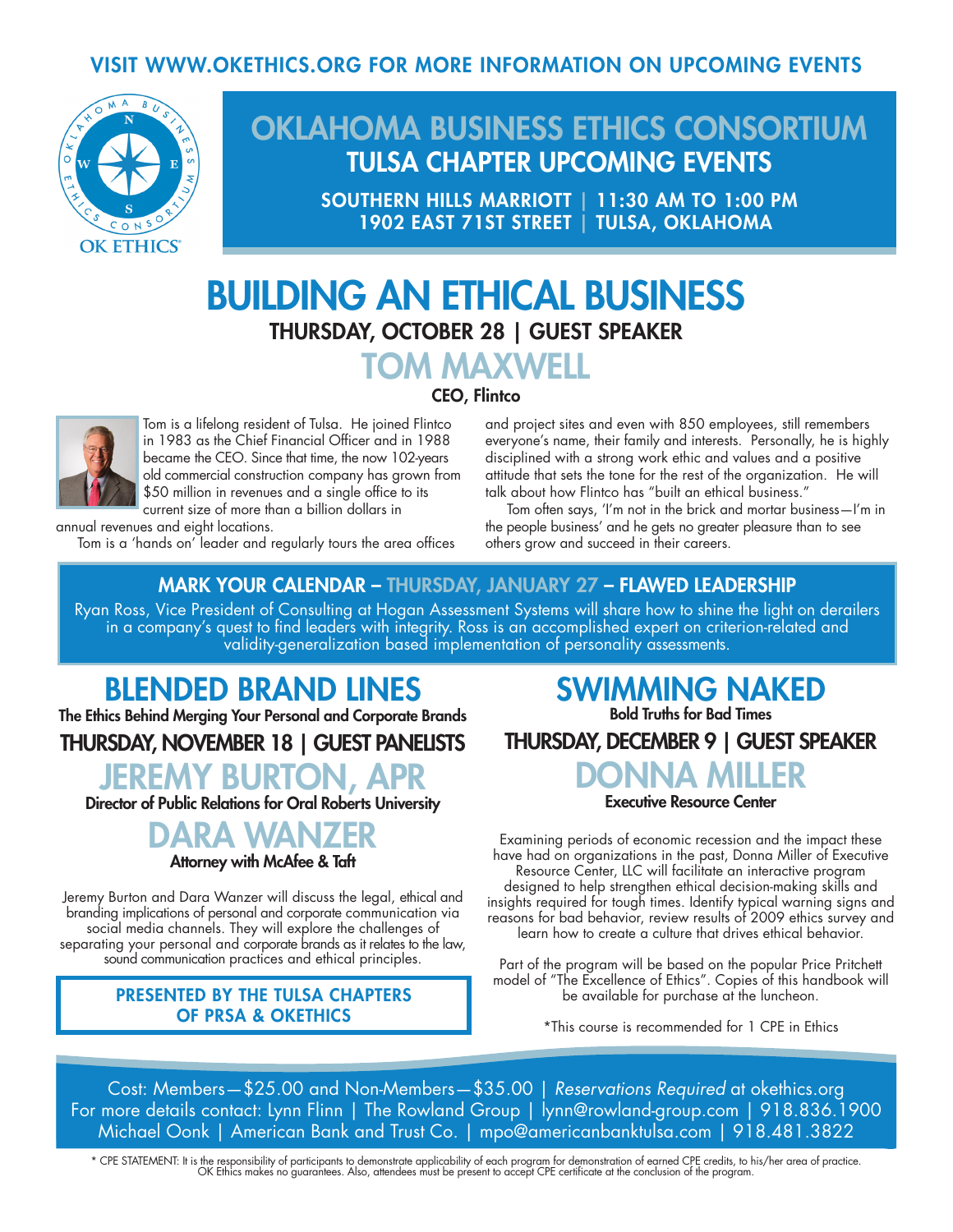VISIT WWW.OKETHICS.ORG FOR MORE INFORMATION ON UPCOMING EVENTS

OK ETHICS®

# OKLAHOMA BUSINESS ETHICS CONSORTIUM

## TULSA CHAPTER UPCOMING EVENTS

**SOUTHERN HILLS MARRIOTT | 11:30 AM TO 1:00 PM**
**1902 EAST 71ST STREET | TULSA, OKLAHOMA**

# BUILDING AN ETHICAL BUSINESS

**THURSDAY, OCTOBER 28 | GUEST SPEAKER**

## TOM MAXWELL

**CEO, Flintco**

Tom is a lifelong resident of Tulsa. He joined Flintco in 1983 as the Chief Financial Officer and in 1988 became the CEO. Since that time, the now 102-years old commercial construction company has grown from $50 million in revenues and a single office to its current size of more than a billion dollars in annual revenues and eight locations.

Tom is a 'hands on' leader and regularly tours the area offices and project sites and even with 850 employees, still remembers everyone's name, their family and interests. Personally, he is highly disciplined with a strong work ethic and values and a positive attitude that sets the tone for the rest of the organization. He will talk about how Flintco has "built an ethical business."

Tom often says, 'I'm not in the brick and mortar business—I'm in the people business' and he gets no greater pleasure than to see others grow and succeed in their careers.

**MARK YOUR CALENDAR – THURSDAY, JANUARY 27 – FLAWED LEADERSHIP**

Ryan Ross, Vice President of Consulting at Hogan Assessment Systems will share how to shine the light on derailers in a company's quest to find leaders with integrity. Ross is an accomplished expert on criterion-related and validity-generalization based implementation of personality assessments.

# BLENDED BRAND LINES

**The Ethics Behind Merging Your Personal and Corporate Brands**

**THURSDAY, NOVEMBER 18 | GUEST PANELISTS**

## JEREMY BURTON, APR

**Director of Public Relations for Oral Roberts University**

## DARA WANZER

**Attorney with McAfee & Taft**

Jeremy Burton and Dara Wanzer will discuss the legal, ethical and branding implications of personal and corporate communication via social media channels. They will explore the challenges of separating your personal and corporate brands as it relates to the law, sound communication practices and ethical principles.

**PRESENTED BY THE TULSA CHAPTERS OF PRSA & OKETHICS**

# SWIMMING NAKED

**Bold Truths for Bad Times**

**THURSDAY, DECEMBER 9 | GUEST SPEAKER**

## DONNA MILLER

**Executive Resource Center**

Examining periods of economic recession and the impact these have had on organizations in the past, Donna Miller of Executive Resource Center, LLC will facilitate an interactive program designed to help strengthen ethical decision-making skills and insights required for tough times. Identify typical warning signs and reasons for bad behavior, review results of 2009 ethics survey and learn how to create a culture that drives ethical behavior.

Part of the program will be based on the popular Price Pritchett model of "The Excellence of Ethics". Copies of this handbook will be available for purchase at the luncheon.

*This course is recommended for 1 CPE in Ethics

Cost: Members—$25.00 and Non-Members—$35.00 | *Reservations Required* at okethics.org
For more details contact: Lynn Flinn | The Rowland Group | lynn@rowland-group.com | 918.836.1900
Michael Oonk | American Bank and Trust Co. | mpo@americanbanktulsa.com | 918.481.3822

* CPE STATEMENT: It is the responsibility of participants to demonstrate applicability of each program for demonstration of earned CPE credits, to his/her area of practice. OK Ethics makes no guarantees. Also, attendees must be present to accept CPE certificate at the conclusion of the program.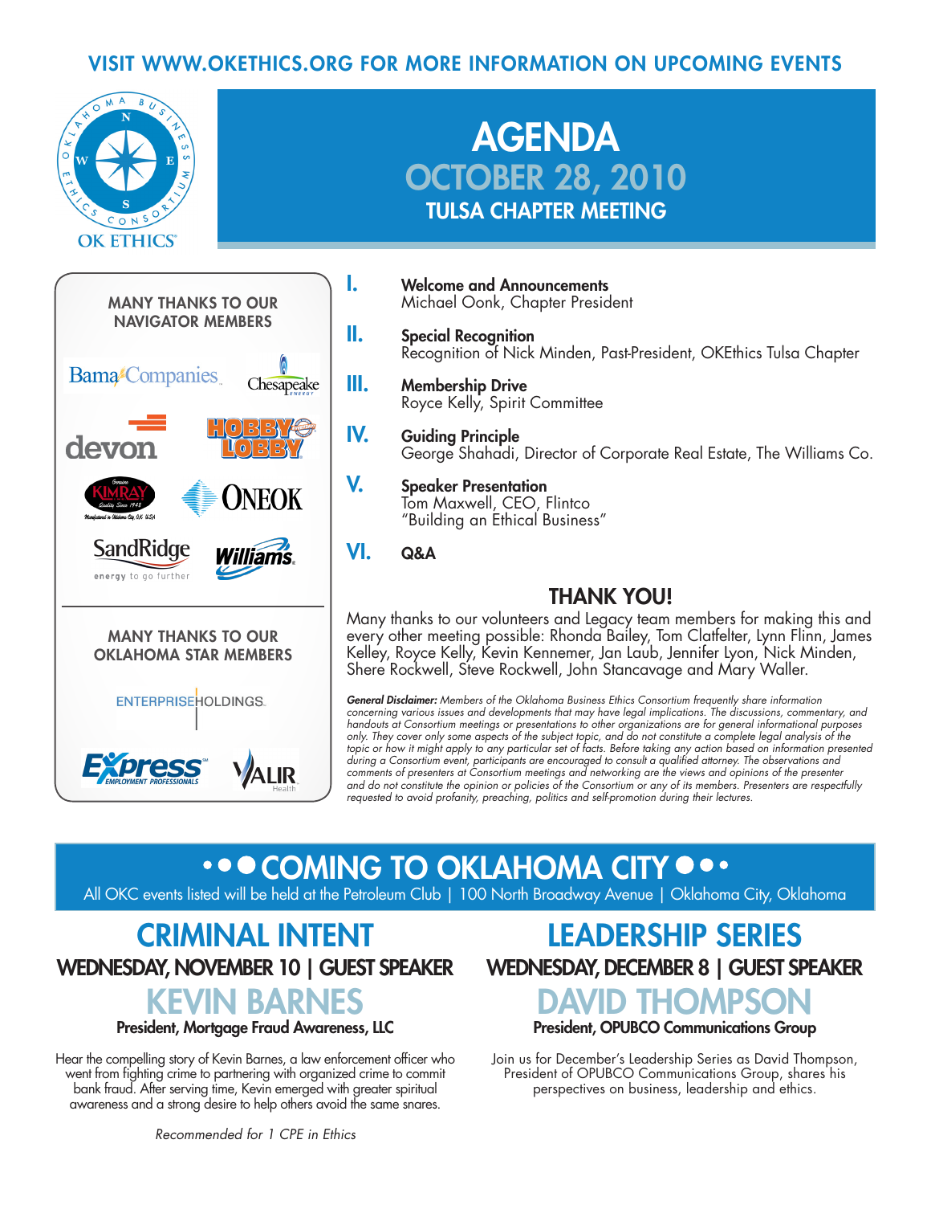VISIT WWW.OKETHICS.ORG FOR MORE INFORMATION ON UPCOMING EVENTS

OK ETHICS

# AGENDA

## OCTOBER 28, 2010

### TULSA CHAPTER MEETING

MANY THANKS TO OUR NAVIGATOR MEMBERS

Bama Companies, Chesapeake, devon, Hobby Lobby, Kimray, ONEOK, SandRidge, Williams

MANY THANKS TO OUR OKLAHOMA STAR MEMBERS

Enterprise Holdings, Express Employment Professionals, Valir Health

I. **Welcome and Announcements**
Michael Oonk, Chapter President

II. **Special Recognition**
Recognition of Nick Minden, Past-President, OKEthics Tulsa Chapter

III. **Membership Drive**
Royce Kelly, Spirit Committee

IV. **Guiding Principle**
George Shahadi, Director of Corporate Real Estate, The Williams Co.

V. **Speaker Presentation**
Tom Maxwell, CEO, Flintco
"Building an Ethical Business"

VI. **Q&A**

## THANK YOU!

Many thanks to our volunteers and Legacy team members for making this and every other meeting possible: Rhonda Bailey, Tom Clatfelter, Lynn Flinn, James Kelley, Royce Kelly, Kevin Kennemer, Jan Laub, Jennifer Lyon, Nick Minden, Shere Rockwell, Steve Rockwell, John Stancavage and Mary Waller.

***General Disclaimer:*** *Members of the Oklahoma Business Ethics Consortium frequently share information concerning various issues and developments that may have legal implications. The discussions, commentary, and handouts at Consortium meetings or presentations to other organizations are for general informational purposes only. They cover only some aspects of the subject topic, and do not constitute a complete legal analysis of the topic or how it might apply to any particular set of facts. Before taking any action based on information presented during a Consortium event, participants are encouraged to consult a qualified attorney. The observations and comments of presenters at Consortium meetings and networking are the views and opinions of the presenter and do not constitute the opinion or policies of the Consortium or any of its members. Presenters are respectfully requested to avoid profanity, preaching, politics and self-promotion during their lectures.*

# COMING TO OKLAHOMA CITY

All OKC events listed will be held at the Petroleum Club | 100 North Broadway Avenue | Oklahoma City, Oklahoma

## CRIMINAL INTENT

### WEDNESDAY, NOVEMBER 10 | GUEST SPEAKER

## KEVIN BARNES

**President, Mortgage Fraud Awareness, LLC**

Hear the compelling story of Kevin Barnes, a law enforcement officer who went from fighting crime to partnering with organized crime to commit bank fraud. After serving time, Kevin emerged with greater spiritual awareness and a strong desire to help others avoid the same snares.

*Recommended for 1 CPE in Ethics*

## LEADERSHIP SERIES

### WEDNESDAY, DECEMBER 8 | GUEST SPEAKER

## DAVID THOMPSON

**President, OPUBCO Communications Group**

Join us for December's Leadership Series as David Thompson, President of OPUBCO Communications Group, shares his perspectives on business, leadership and ethics.